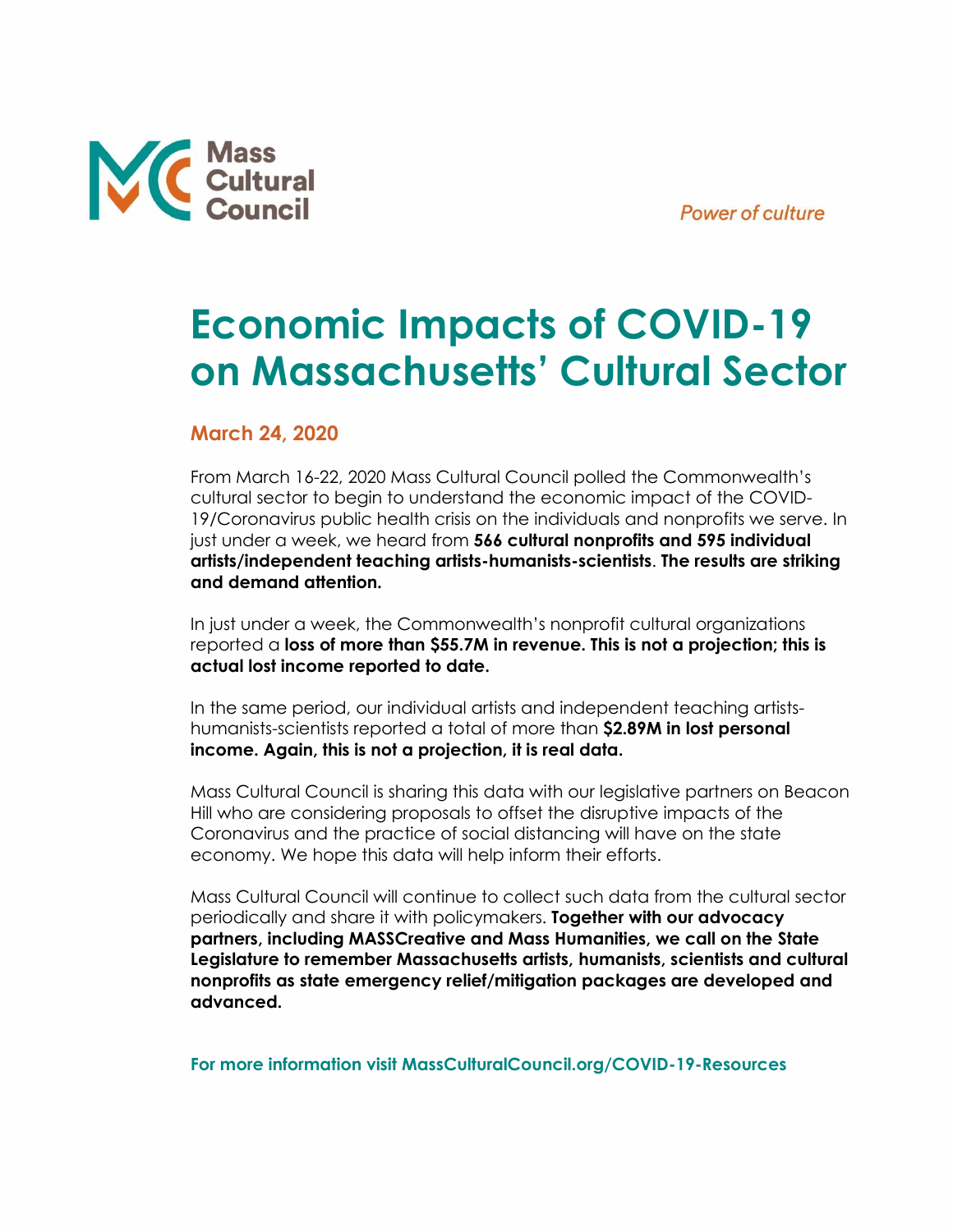Mass Cultural Council

*Power of culture*

# Economic Impacts of COVID-19 on Massachusetts' Cultural Sector

## March 24, 2020

From March 16-22, 2020 Mass Cultural Council polled the Commonwealth's cultural sector to begin to understand the economic impact of the COVID-19/Coronavirus public health crisis on the individuals and nonprofits we serve. In just under a week, we heard from **566 cultural nonprofits and 595 individual artists/independent teaching artists-humanists-scientists**. **The results are striking and demand attention.**

In just under a week, the Commonwealth's nonprofit cultural organizations reported a **loss of more than $55.7M in revenue. This is not a projection; this is actual lost income reported to date.**

In the same period, our individual artists and independent teaching artists-humanists-scientists reported a total of more than **$2.89M in lost personal income. Again, this is not a projection, it is real data.**

Mass Cultural Council is sharing this data with our legislative partners on Beacon Hill who are considering proposals to offset the disruptive impacts of the Coronavirus and the practice of social distancing will have on the state economy. We hope this data will help inform their efforts.

Mass Cultural Council will continue to collect such data from the cultural sector periodically and share it with policymakers. **Together with our advocacy partners, including MASSCreative and Mass Humanities, we call on the State Legislature to remember Massachusetts artists, humanists, scientists and cultural nonprofits as state emergency relief/mitigation packages are developed and advanced.**

**For more information visit MassCulturalCouncil.org/COVID-19-Resources**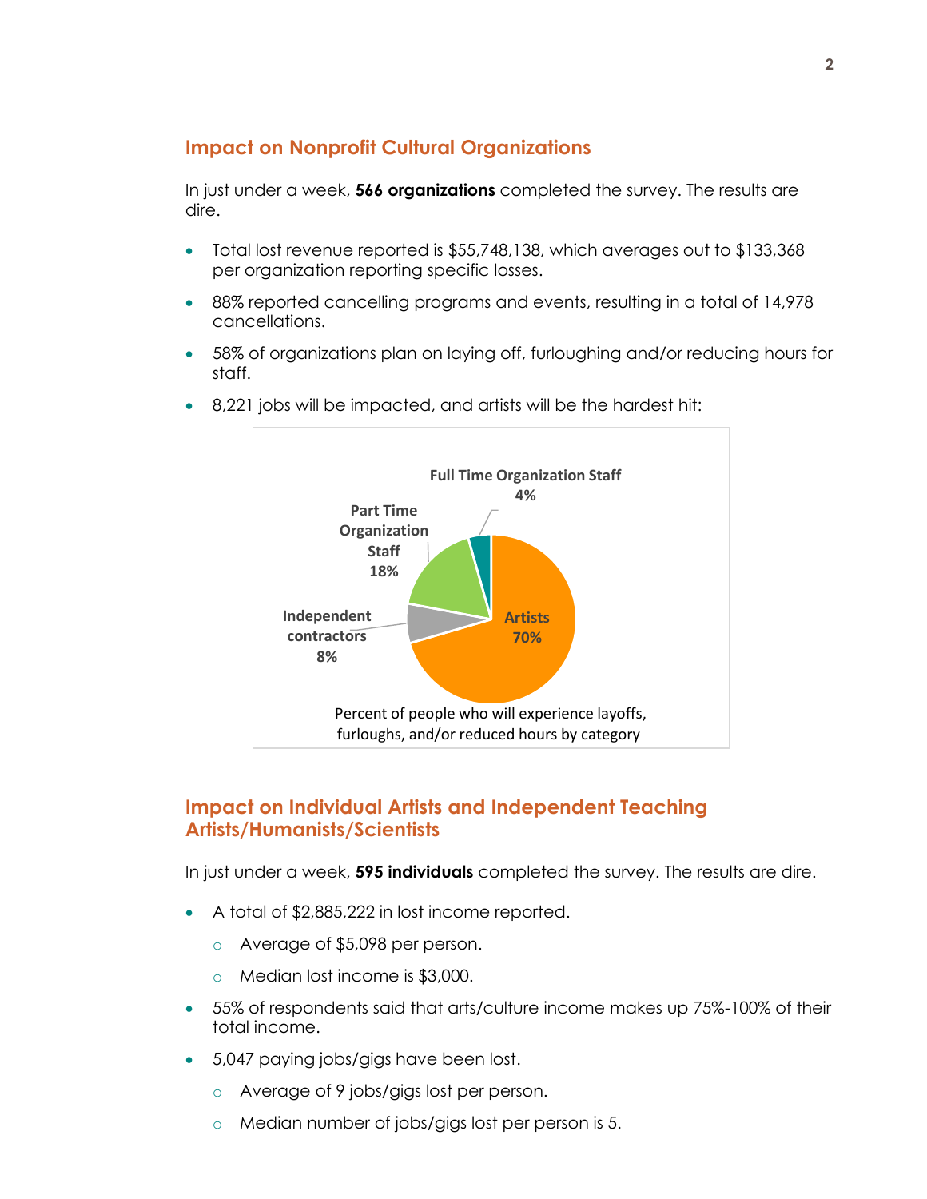## Impact on Nonprofit Cultural Organizations

In just under a week, **566 organizations** completed the survey. The results are dire.

- Total lost revenue reported is $55,748,138, which averages out to $133,368 per organization reporting specific losses.
- 88% reported cancelling programs and events, resulting in a total of 14,978 cancellations.
- 58% of organizations plan on laying off, furloughing and/or reducing hours for staff.
- 8,221 jobs will be impacted, and artists will be the hardest hit:

Full Time Organization Staff 4%
Part Time Organization Staff 18%
Independent contractors 8%
Artists 70%

Percent of people who will experience layoffs, furloughs, and/or reduced hours by category

## Impact on Individual Artists and Independent Teaching Artists/Humanists/Scientists

In just under a week, **595 individuals** completed the survey. The results are dire.

- A total of $2,885,222 in lost income reported.
  - Average of $5,098 per person.
  - Median lost income is $3,000.
- 55% of respondents said that arts/culture income makes up 75%-100% of their total income.
- 5,047 paying jobs/gigs have been lost.
  - Average of 9 jobs/gigs lost per person.
  - Median number of jobs/gigs lost per person is 5.